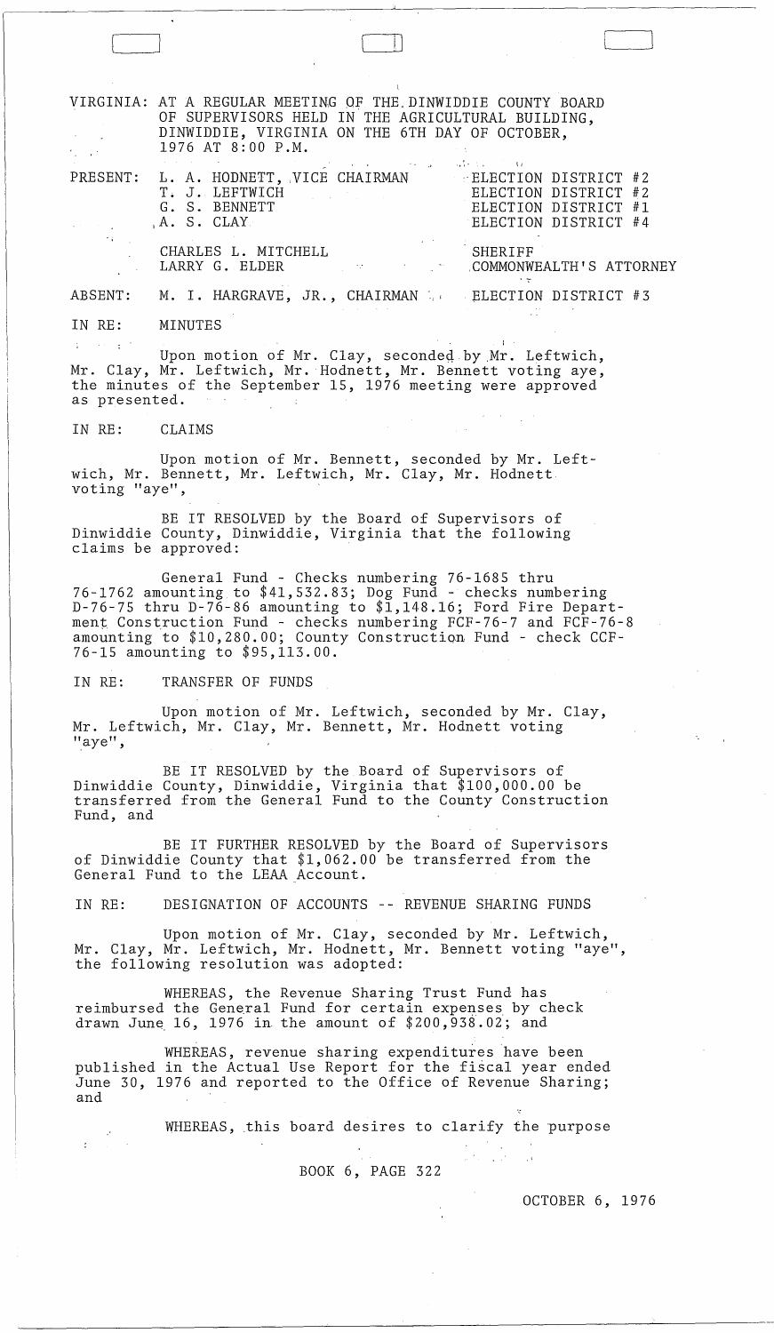VIRGINIA: AT A REGULAR MEETING OF THE DINWIDDIE COUNTY BOARD OF SUPERVISORS HELD IN THE AGRICULTURAL BUILDING, DINWIDDIE, VIRGINIA ON THE 6TH DAY OF OCTOBER, 1976 AT 8:00 P.M.

| | | |
|---|---|---|
| PRESENT: | L. A. HODNETT, VICE CHAIRMAN | ELECTION DISTRICT #2 |
| | T. J. LEFTWICH | ELECTION DISTRICT #2 |
| | G. S. BENNETT | ELECTION DISTRICT #1 |
| | A. S. CLAY | ELECTION DISTRICT #4 |
| | CHARLES L. MITCHELL | SHERIFF |
| | LARRY G. ELDER | COMMONWEALTH'S ATTORNEY |
| ABSENT: | M. I. HARGRAVE, JR., CHAIRMAN | ELECTION DISTRICT #3 |

IN RE: MINUTES

Upon motion of Mr. Clay, seconded by Mr. Leftwich, Mr. Clay, Mr. Leftwich, Mr. Hodnett, Mr. Bennett voting aye, the minutes of the September 15, 1976 meeting were approved as presented.

IN RE: CLAIMS

Upon motion of Mr. Bennett, seconded by Mr. Leftwich, Mr. Bennett, Mr. Leftwich, Mr. Clay, Mr. Hodnett voting "aye",

BE IT RESOLVED by the Board of Supervisors of Dinwiddie County, Dinwiddie, Virginia that the following claims be approved:

General Fund - Checks numbering 76-1685 thru 76-1762 amounting to $41,532.83; Dog Fund - checks numbering D-76-75 thru D-76-86 amounting to $1,148.16; Ford Fire Department Construction Fund - checks numbering FCF-76-7 and FCF-76-8 amounting to $10,280.00; County Construction Fund - check CCF-76-15 amounting to $95,113.00.

IN RE: TRANSFER OF FUNDS

Upon motion of Mr. Leftwich, seconded by Mr. Clay, Mr. Leftwich, Mr. Clay, Mr. Bennett, Mr. Hodnett voting "aye",

BE IT RESOLVED by the Board of Supervisors of Dinwiddie County, Dinwiddie, Virginia that $100,000.00 be transferred from the General Fund to the County Construction Fund, and

BE IT FURTHER RESOLVED by the Board of Supervisors of Dinwiddie County that $1,062.00 be transferred from the General Fund to the LEAA Account.

IN RE: DESIGNATION OF ACCOUNTS -- REVENUE SHARING FUNDS

Upon motion of Mr. Clay, seconded by Mr. Leftwich, Mr. Clay, Mr. Leftwich, Mr. Hodnett, Mr. Bennett voting "aye", the following resolution was adopted:

WHEREAS, the Revenue Sharing Trust Fund has reimbursed the General Fund for certain expenses by check drawn June 16, 1976 in the amount of $200,938.02; and

WHEREAS, revenue sharing expenditures have been published in the Actual Use Report for the fiscal year ended June 30, 1976 and reported to the Office of Revenue Sharing; and

WHEREAS, this board desires to clarify the purpose

BOOK 6, PAGE 322

OCTOBER 6, 1976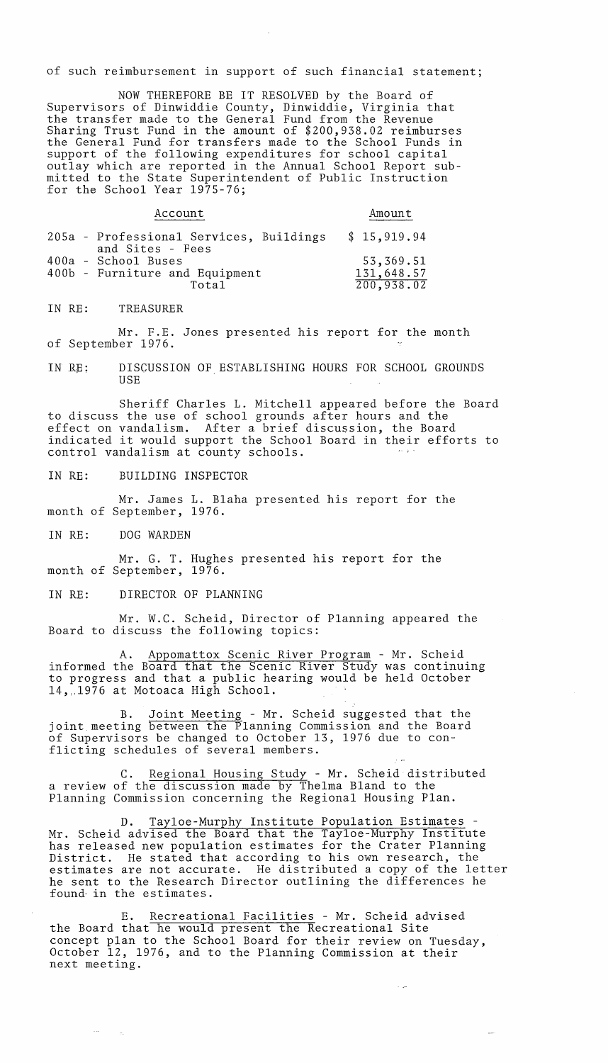of such reimbursement in support of such financial statement;

NOW THEREFORE BE IT RESOLVED by the Board of Supervisors of Dinwiddie County, Dinwiddie, Virginia that the transfer made to the General Fund from the Revenue Sharing Trust Fund in the amount of $200,938.02 reimburses the General Fund for transfers made to the School Funds in support of the following expenditures for school capital outlay which are reported in the Annual School Report submitted to the State Superintendent of Public Instruction for the School Year 1975-76;

| Account | Amount |
|---|---|
| 205a - Professional Services, Buildings and Sites - Fees | $ 15,919.94 |
| 400a - School Buses | 53,369.51 |
| 400b - Furniture and Equipment | 131,648.57 |
| Total | 200,938.02 |

IN RE: TREASURER

Mr. F.E. Jones presented his report for the month of September 1976.

IN RE: DISCUSSION OF ESTABLISHING HOURS FOR SCHOOL GROUNDS USE

Sheriff Charles L. Mitchell appeared before the Board to discuss the use of school grounds after hours and the effect on vandalism. After a brief discussion, the Board indicated it would support the School Board in their efforts to control vandalism at county schools.

IN RE: BUILDING INSPECTOR

Mr. James L. Blaha presented his report for the month of September, 1976.

IN RE: DOG WARDEN

Mr. G. T. Hughes presented his report for the month of September, 1976.

IN RE: DIRECTOR OF PLANNING

Mr. W.C. Scheid, Director of Planning appeared the Board to discuss the following topics:

A. Appomattox Scenic River Program - Mr. Scheid informed the Board that the Scenic River Study was continuing to progress and that a public hearing would be held October 14, 1976 at Motoaca High School.

B. Joint Meeting - Mr. Scheid suggested that the joint meeting between the Planning Commission and the Board of Supervisors be changed to October 13, 1976 due to conflicting schedules of several members.

C. Regional Housing Study - Mr. Scheid distributed a review of the discussion made by Thelma Bland to the Planning Commission concerning the Regional Housing Plan.

D. Tayloe-Murphy Institute Population Estimates - Mr. Scheid advised the Board that the Tayloe-Murphy Institute has released new population estimates for the Crater Planning District. He stated that according to his own research, the estimates are not accurate. He distributed a copy of the letter he sent to the Research Director outlining the differences he found in the estimates.

E. Recreational Facilities - Mr. Scheid advised the Board that he would present the Recreational Site concept plan to the School Board for their review on Tuesday, October 12, 1976, and to the Planning Commission at their next meeting.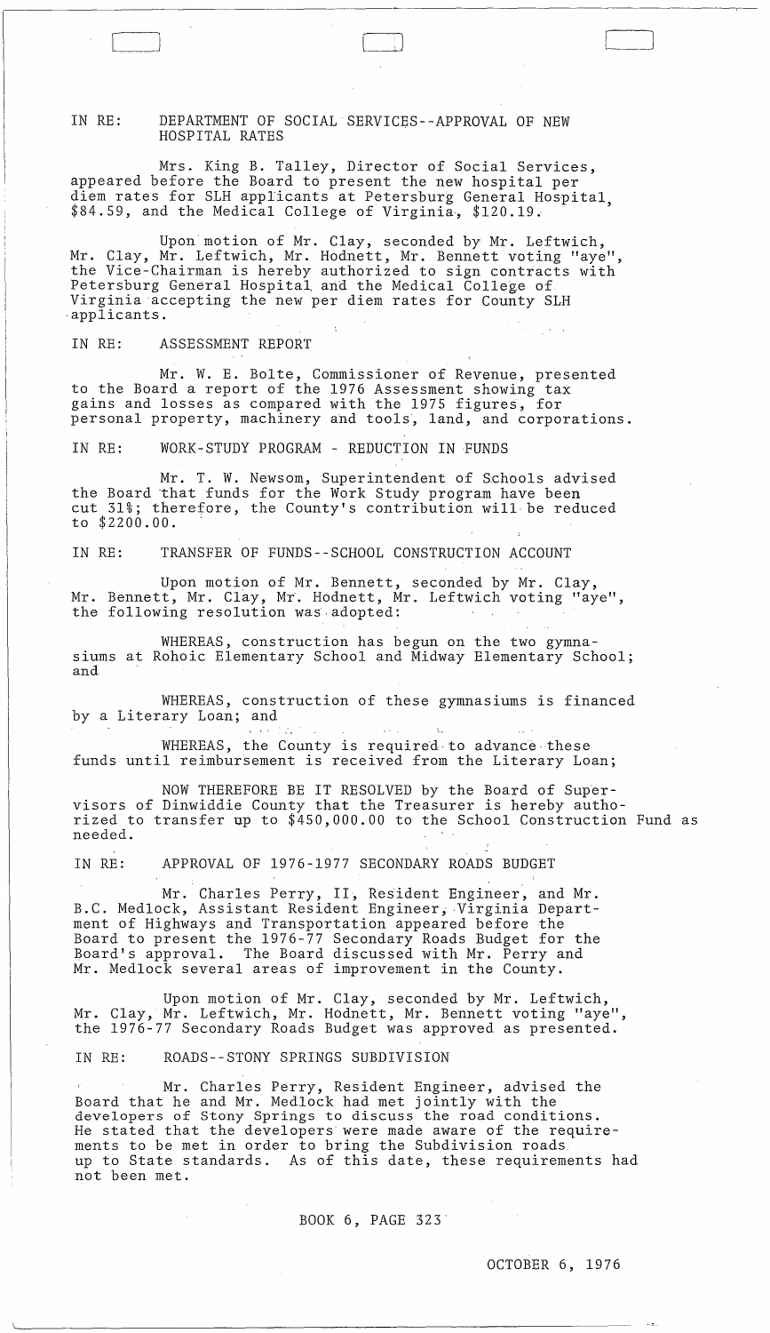IN RE: DEPARTMENT OF SOCIAL SERVICES--APPROVAL OF NEW HOSPITAL RATES

Mrs. King B. Talley, Director of Social Services, appeared before the Board to present the new hospital per diem rates for SLH applicants at Petersburg General Hospital, $84.59, and the Medical College of Virginia, $120.19.

Upon motion of Mr. Clay, seconded by Mr. Leftwich, Mr. Clay, Mr. Leftwich, Mr. Hodnett, Mr. Bennett voting "aye", the Vice-Chairman is hereby authorized to sign contracts with Petersburg General Hospital and the Medical College of Virginia accepting the new per diem rates for County SLH applicants.

IN RE: ASSESSMENT REPORT

Mr. W. E. Bolte, Commissioner of Revenue, presented to the Board a report of the 1976 Assessment showing tax gains and losses as compared with the 1975 figures, for personal property, machinery and tools, land, and corporations.

IN RE: WORK-STUDY PROGRAM - REDUCTION IN FUNDS

Mr. T. W. Newsom, Superintendent of Schools advised the Board that funds for the Work Study program have been cut 31%; therefore, the County's contribution will be reduced to $2200.00.

IN RE: TRANSFER OF FUNDS--SCHOOL CONSTRUCTION ACCOUNT

Upon motion of Mr. Bennett, seconded by Mr. Clay, Mr. Bennett, Mr. Clay, Mr. Hodnett, Mr. Leftwich voting "aye", the following resolution was adopted:

WHEREAS, construction has begun on the two gymnasiums at Rohoic Elementary School and Midway Elementary School; and

WHEREAS, construction of these gymnasiums is financed by a Literary Loan; and

WHEREAS, the County is required to advance these funds until reimbursement is received from the Literary Loan;

NOW THEREFORE BE IT RESOLVED by the Board of Supervisors of Dinwiddie County that the Treasurer is hereby authorized to transfer up to $450,000.00 to the School Construction Fund as needed.

IN RE: APPROVAL OF 1976-1977 SECONDARY ROADS BUDGET

Mr. Charles Perry, II, Resident Engineer, and Mr. B.C. Medlock, Assistant Resident Engineer, Virginia Department of Highways and Transportation appeared before the Board to present the 1976-77 Secondary Roads Budget for the Board's approval. The Board discussed with Mr. Perry and Mr. Medlock several areas of improvement in the County.

Upon motion of Mr. Clay, seconded by Mr. Leftwich, Mr. Clay, Mr. Leftwich, Mr. Hodnett, Mr. Bennett voting "aye", the 1976-77 Secondary Roads Budget was approved as presented.

IN RE: ROADS--STONY SPRINGS SUBDIVISION

Mr. Charles Perry, Resident Engineer, advised the Board that he and Mr. Medlock had met jointly with the developers of Stony Springs to discuss the road conditions. He stated that the developers were made aware of the requirements to be met in order to bring the Subdivision roads up to State standards. As of this date, these requirements had not been met.

BOOK 6, PAGE 323

OCTOBER 6, 1976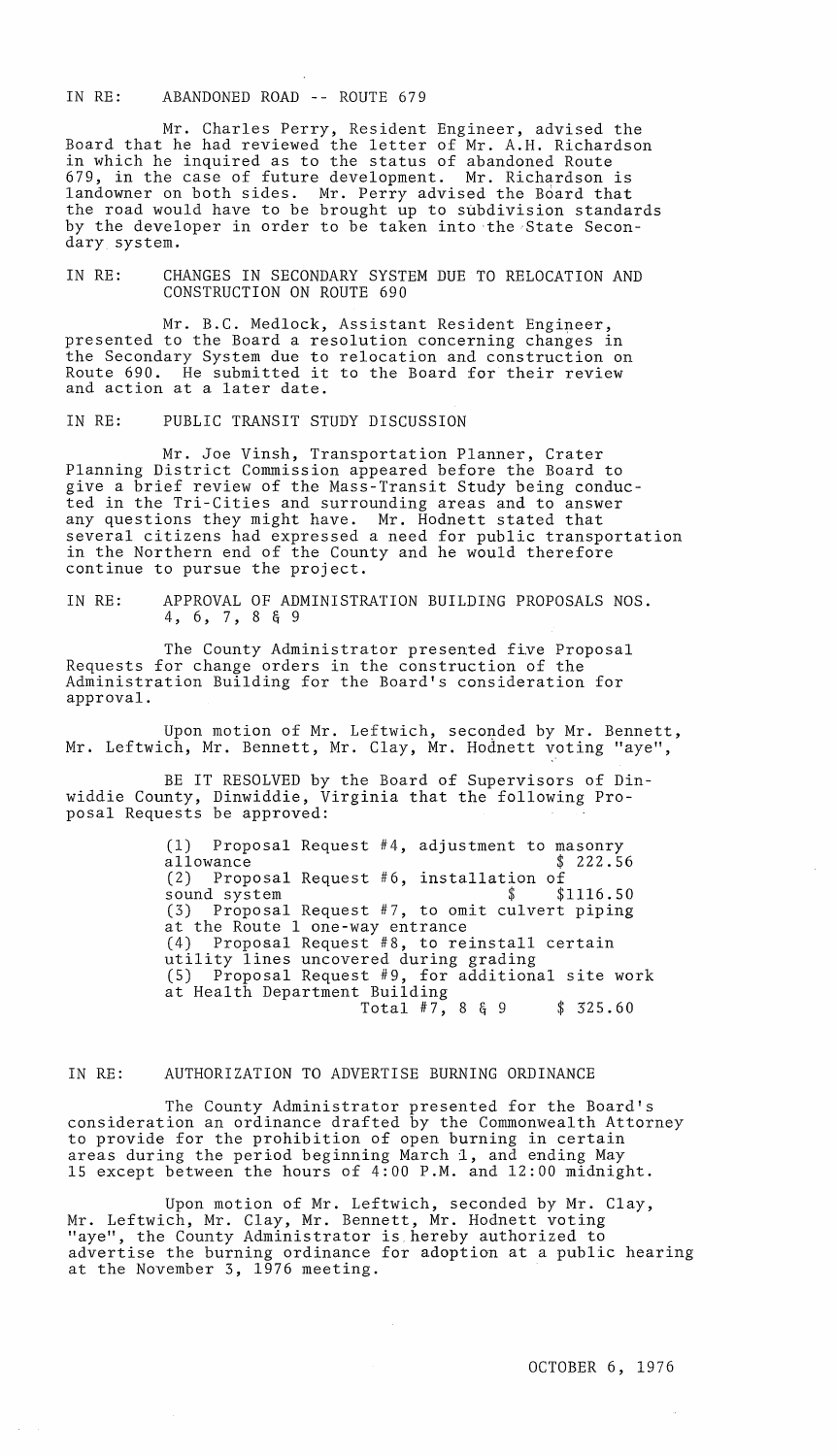IN RE: ABANDONED ROAD -- ROUTE 679

Mr. Charles Perry, Resident Engineer, advised the Board that he had reviewed the letter of Mr. A.H. Richardson in which he inquired as to the status of abandoned Route 679, in the case of future development. Mr. Richardson is landowner on both sides. Mr. Perry advised the Board that the road would have to be brought up to subdivision standards by the developer in order to be taken into the State Secondary system.

IN RE: CHANGES IN SECONDARY SYSTEM DUE TO RELOCATION AND CONSTRUCTION ON ROUTE 690

Mr. B.C. Medlock, Assistant Resident Engineer, presented to the Board a resolution concerning changes in the Secondary System due to relocation and construction on Route 690. He submitted it to the Board for their review and action at a later date.

IN RE: PUBLIC TRANSIT STUDY DISCUSSION

Mr. Joe Vinsh, Transportation Planner, Crater Planning District Commission appeared before the Board to give a brief review of the Mass-Transit Study being conducted in the Tri-Cities and surrounding areas and to answer any questions they might have. Mr. Hodnett stated that several citizens had expressed a need for public transportation in the Northern end of the County and he would therefore continue to pursue the project.

IN RE: APPROVAL OF ADMINISTRATION BUILDING PROPOSALS NOS. 4, 6, 7, 8 & 9

The County Administrator presented five Proposal Requests for change orders in the construction of the Administration Building for the Board's consideration for approval.

Upon motion of Mr. Leftwich, seconded by Mr. Bennett, Mr. Leftwich, Mr. Bennett, Mr. Clay, Mr. Hodnett voting "aye",

BE IT RESOLVED by the Board of Supervisors of Dinwiddie County, Dinwiddie, Virginia that the following Proposal Requests be approved:

(1) Proposal Request #4, adjustment to masonry allowance $ 222.56
(2) Proposal Request #6, installation of sound system $ $1116.50
(3) Proposal Request #7, to omit culvert piping at the Route 1 one-way entrance
(4) Proposal Request #8, to reinstall certain utility lines uncovered during grading
(5) Proposal Request #9, for additional site work at Health Department Building
Total #7, 8 & 9 $ 325.60

IN RE: AUTHORIZATION TO ADVERTISE BURNING ORDINANCE

The County Administrator presented for the Board's consideration an ordinance drafted by the Commonwealth Attorney to provide for the prohibition of open burning in certain areas during the period beginning March 1, and ending May 15 except between the hours of 4:00 P.M. and 12:00 midnight.

Upon motion of Mr. Leftwich, seconded by Mr. Clay, Mr. Leftwich, Mr. Clay, Mr. Bennett, Mr. Hodnett voting "aye", the County Administrator is hereby authorized to advertise the burning ordinance for adoption at a public hearing at the November 3, 1976 meeting.

OCTOBER 6, 1976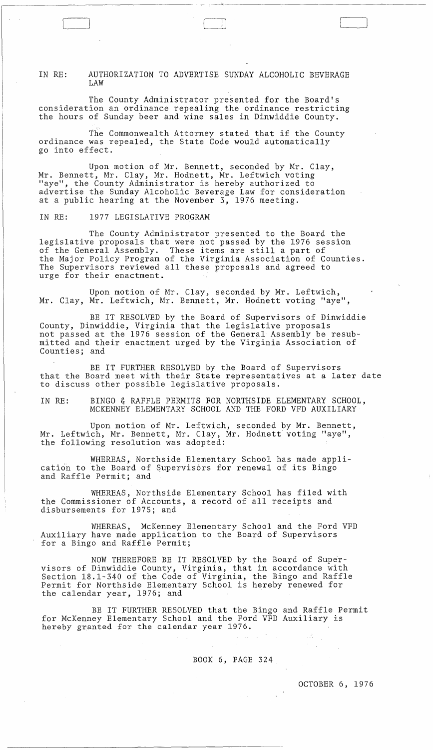IN RE: AUTHORIZATION TO ADVERTISE SUNDAY ALCOHOLIC BEVERAGE LAW

The County Administrator presented for the Board's consideration an ordinance repealing the ordinance restricting the hours of Sunday beer and wine sales in Dinwiddie County.

The Commonwealth Attorney stated that if the County ordinance was repealed, the State Code would automatically go into effect.

Upon motion of Mr. Bennett, seconded by Mr. Clay, Mr. Bennett, Mr. Clay, Mr. Hodnett, Mr. Leftwich voting "aye", the County Administrator is hereby authorized to advertise the Sunday Alcoholic Beverage Law for consideration at a public hearing at the November 3, 1976 meeting.

IN RE: 1977 LEGISLATIVE PROGRAM

The County Administrator presented to the Board the legislative proposals that were not passed by the 1976 session of the General Assembly. These items are still a part of the Major Policy Program of the Virginia Association of Counties. The Supervisors reviewed all these proposals and agreed to urge for their enactment.

Upon motion of Mr. Clay, seconded by Mr. Leftwich, Mr. Clay, Mr. Leftwich, Mr. Bennett, Mr. Hodnett voting "aye",

BE IT RESOLVED by the Board of Supervisors of Dinwiddie County, Dinwiddie, Virginia that the legislative proposals not passed at the 1976 session of the General Assembly be resubmitted and their enactment urged by the Virginia Association of Counties; and

BE IT FURTHER RESOLVED by the Board of Supervisors that the Board meet with their State representatives at a later date to discuss other possible legislative proposals.

IN RE: BINGO & RAFFLE PERMITS FOR NORTHSIDE ELEMENTARY SCHOOL, MCKENNEY ELEMENTARY SCHOOL AND THE FORD VFD AUXILIARY

Upon motion of Mr. Leftwich, seconded by Mr. Bennett, Mr. Leftwich, Mr. Bennett, Mr. Clay, Mr. Hodnett voting "aye", the following resolution was adopted:

WHEREAS, Northside Elementary School has made application to the Board of Supervisors for renewal of its Bingo and Raffle Permit; and

WHEREAS, Northside Elementary School has filed with the Commissioner of Accounts, a record of all receipts and disbursements for 1975; and

WHEREAS, McKenney Elementary School and the Ford VFD Auxiliary have made application to the Board of Supervisors for a Bingo and Raffle Permit;

NOW THEREFORE BE IT RESOLVED by the Board of Supervisors of Dinwiddie County, Virginia, that in accordance with Section 18.1-340 of the Code of Virginia, the Bingo and Raffle Permit for Northside Elementary School is hereby renewed for the calendar year, 1976; and

BE IT FURTHER RESOLVED that the Bingo and Raffle Permit for McKenney Elementary School and the Ford VFD Auxiliary is hereby granted for the calendar year 1976.

BOOK 6, PAGE 324

OCTOBER 6, 1976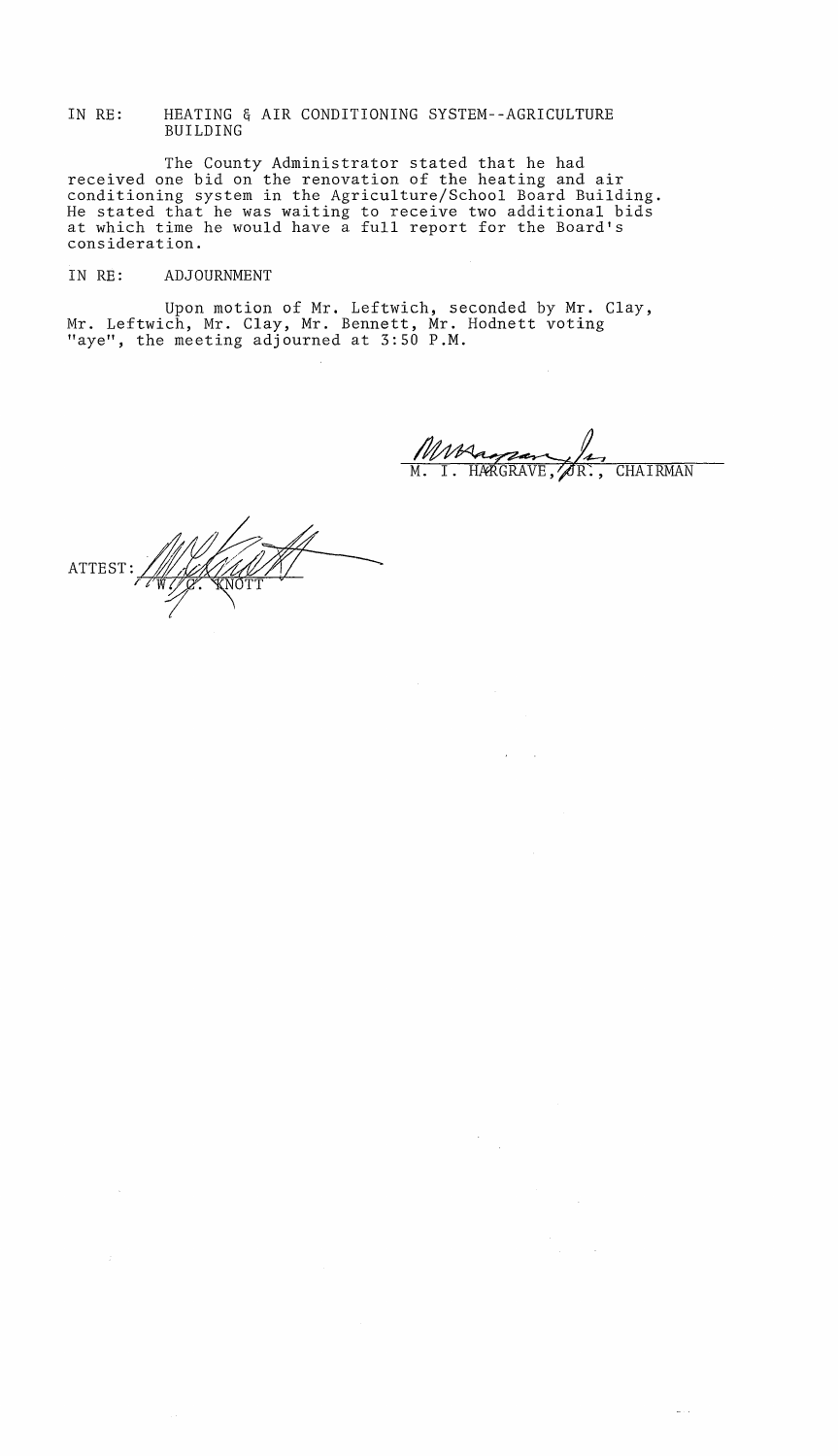IN RE: HEATING & AIR CONDITIONING SYSTEM--AGRICULTURE BUILDING

The County Administrator stated that he had received one bid on the renovation of the heating and air conditioning system in the Agriculture/School Board Building. He stated that he was waiting to receive two additional bids at which time he would have a full report for the Board's consideration.

IN RE: ADJOURNMENT

Upon motion of Mr. Leftwich, seconded by Mr. Clay, Mr. Leftwich, Mr. Clay, Mr. Bennett, Mr. Hodnett voting "aye", the meeting adjourned at 3:50 P.M.

M. I. HARGRAVE, JR., CHAIRMAN

ATTEST: W. C. KNOTT